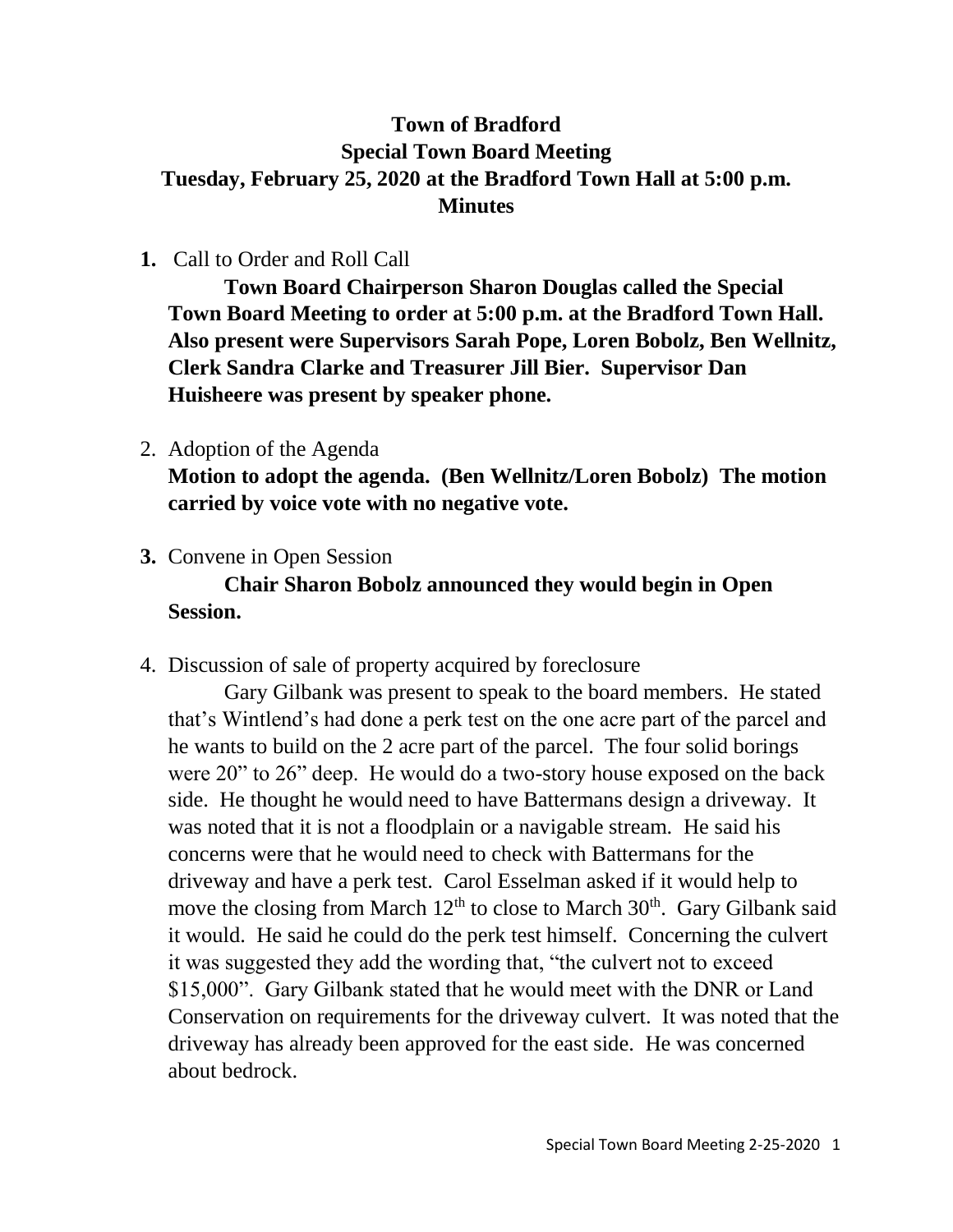# Town of Bradford
## Special Town Board Meeting
## Tuesday, February 25, 2020 at the Bradford Town Hall at 5:00 p.m.
## Minutes

1. Call to Order and Roll Call

   **Town Board Chairperson Sharon Douglas called the Special Town Board Meeting to order at 5:00 p.m. at the Bradford Town Hall. Also present were Supervisors Sarah Pope, Loren Bobolz, Ben Wellnitz, Clerk Sandra Clarke and Treasurer Jill Bier. Supervisor Dan Huisheere was present by speaker phone.**

2. Adoption of the Agenda

   **Motion to adopt the agenda. (Ben Wellnitz/Loren Bobolz) The motion carried by voice vote with no negative vote.**

3. Convene in Open Session

   **Chair Sharon Bobolz announced they would begin in Open Session.**

4. Discussion of sale of property acquired by foreclosure

   Gary Gilbank was present to speak to the board members. He stated that's Wintlend's had done a perk test on the one acre part of the parcel and he wants to build on the 2 acre part of the parcel. The four solid borings were 20" to 26" deep. He would do a two-story house exposed on the back side. He thought he would need to have Battermans design a driveway. It was noted that it is not a floodplain or a navigable stream. He said his concerns were that he would need to check with Battermans for the driveway and have a perk test. Carol Esselman asked if it would help to move the closing from March 12th to close to March 30th. Gary Gilbank said it would. He said he could do the perk test himself. Concerning the culvert it was suggested they add the wording that, "the culvert not to exceed $15,000". Gary Gilbank stated that he would meet with the DNR or Land Conservation on requirements for the driveway culvert. It was noted that the driveway has already been approved for the east side. He was concerned about bedrock.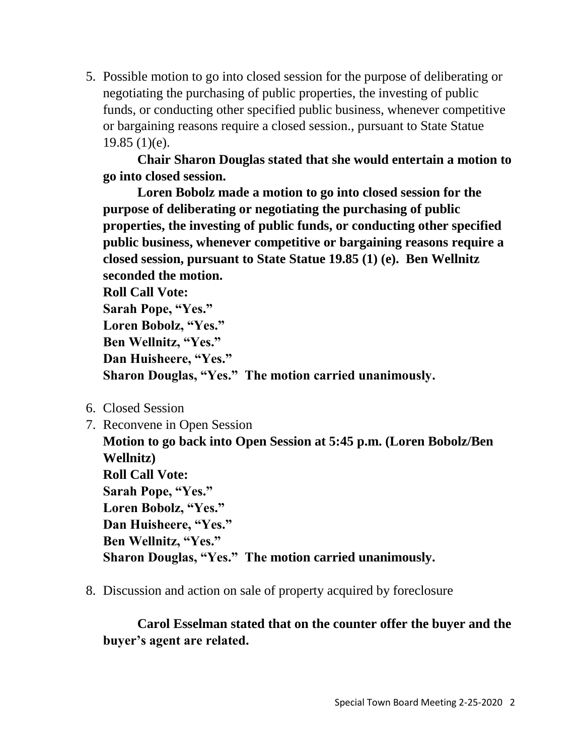5. Possible motion to go into closed session for the purpose of deliberating or negotiating the purchasing of public properties, the investing of public funds, or conducting other specified public business, whenever competitive or bargaining reasons require a closed session., pursuant to State Statue 19.85 (1)(e).

   **Chair Sharon Douglas stated that she would entertain a motion to go into closed session.**

   **Loren Bobolz made a motion to go into closed session for the purpose of deliberating or negotiating the purchasing of public properties, the investing of public funds, or conducting other specified public business, whenever competitive or bargaining reasons require a closed session, pursuant to State Statue 19.85 (1) (e). Ben Wellnitz seconded the motion.**

   **Roll Call Vote:**
   **Sarah Pope, "Yes."**
   **Loren Bobolz, "Yes."**
   **Ben Wellnitz, "Yes."**
   **Dan Huisheere, "Yes."**
   **Sharon Douglas, "Yes." The motion carried unanimously.**

6. Closed Session
7. Reconvene in Open Session

   **Motion to go back into Open Session at 5:45 p.m. (Loren Bobolz/Ben Wellnitz)**
   **Roll Call Vote:**
   **Sarah Pope, "Yes."**
   **Loren Bobolz, "Yes."**
   **Dan Huisheere, "Yes."**
   **Ben Wellnitz, "Yes."**
   **Sharon Douglas, "Yes." The motion carried unanimously.**

8. Discussion and action on sale of property acquired by foreclosure

   **Carol Esselman stated that on the counter offer the buyer and the buyer's agent are related.**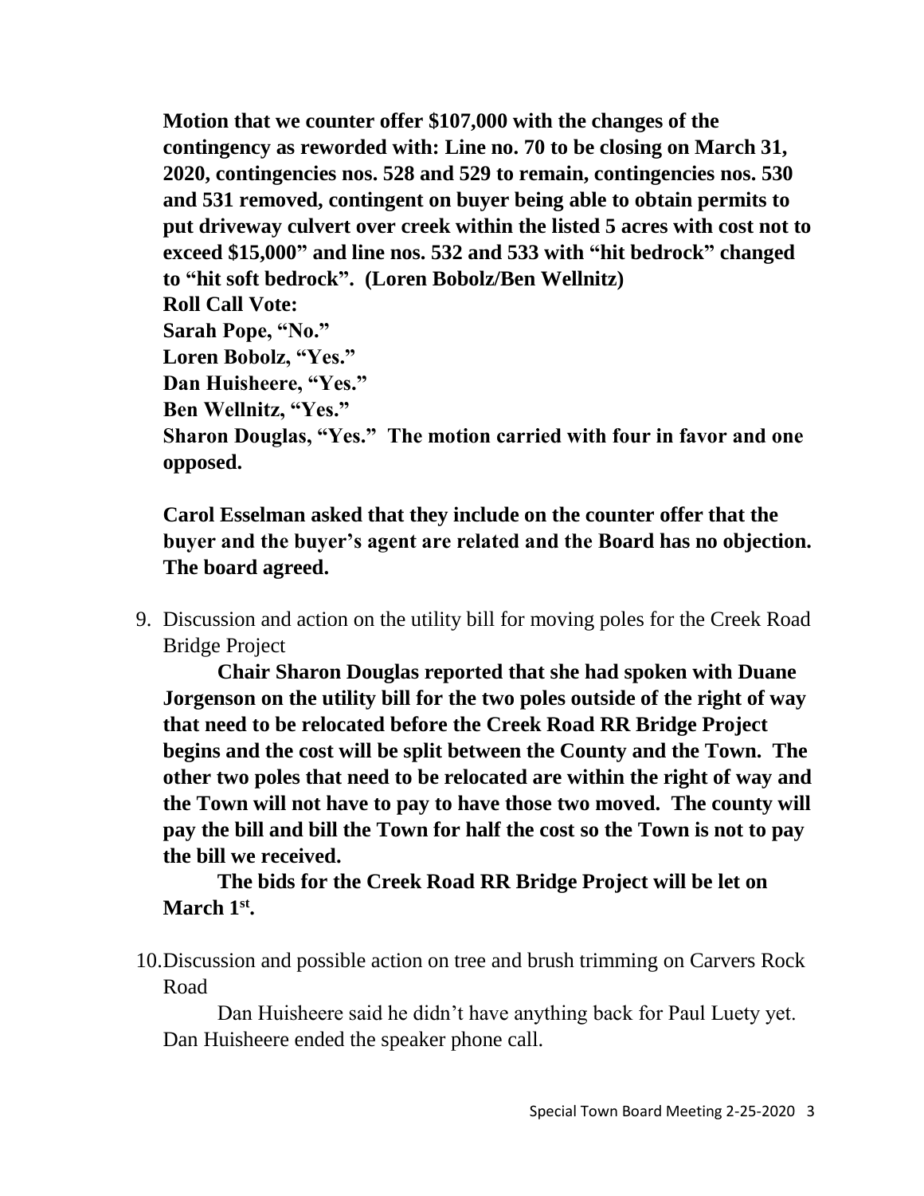**Motion that we counter offer $107,000 with the changes of the contingency as reworded with: Line no. 70 to be closing on March 31, 2020, contingencies nos. 528 and 529 to remain, contingencies nos. 530 and 531 removed, contingent on buyer being able to obtain permits to put driveway culvert over creek within the listed 5 acres with cost not to exceed $15,000" and line nos. 532 and 533 with "hit bedrock" changed to "hit soft bedrock". (Loren Bobolz/Ben Wellnitz)**
**Roll Call Vote:**
**Sarah Pope, "No."**
**Loren Bobolz, "Yes."**
**Dan Huisheere, "Yes."**
**Ben Wellnitz, "Yes."**
**Sharon Douglas, "Yes." The motion carried with four in favor and one opposed.**

**Carol Esselman asked that they include on the counter offer that the buyer and the buyer's agent are related and the Board has no objection. The board agreed.**

9. Discussion and action on the utility bill for moving poles for the Creek Road Bridge Project

    **Chair Sharon Douglas reported that she had spoken with Duane Jorgenson on the utility bill for the two poles outside of the right of way that need to be relocated before the Creek Road RR Bridge Project begins and the cost will be split between the County and the Town. The other two poles that need to be relocated are within the right of way and the Town will not have to pay to have those two moved. The county will pay the bill and bill the Town for half the cost so the Town is not to pay the bill we received.**

    **The bids for the Creek Road RR Bridge Project will be let on March 1st.**

10. Discussion and possible action on tree and brush trimming on Carvers Rock Road

    Dan Huisheere said he didn't have anything back for Paul Luety yet. Dan Huisheere ended the speaker phone call.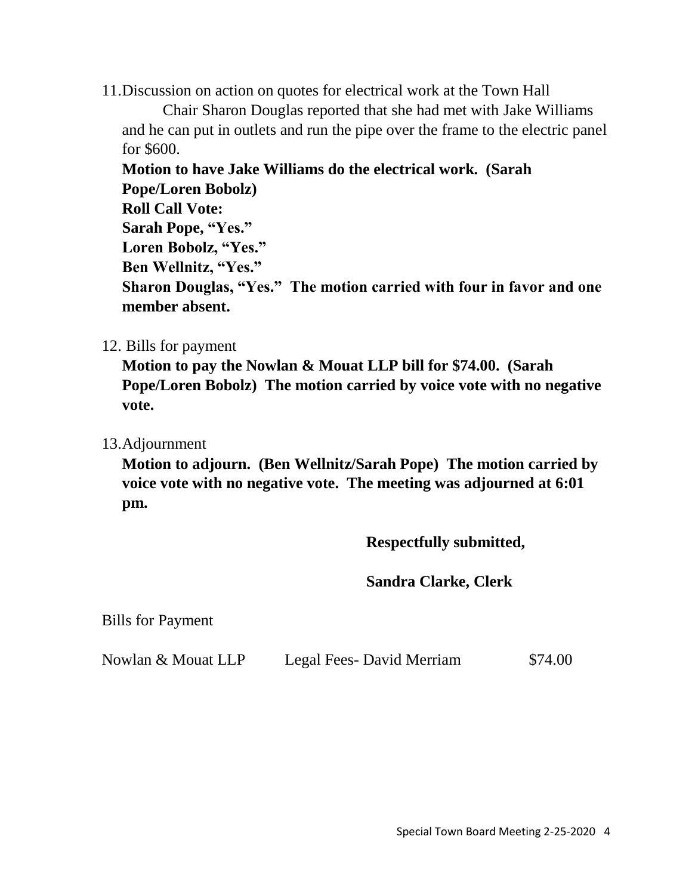11. Discussion on action on quotes for electrical work at the Town Hall

    Chair Sharon Douglas reported that she had met with Jake Williams and he can put in outlets and run the pipe over the frame to the electric panel for $600.

    **Motion to have Jake Williams do the electrical work. (Sarah Pope/Loren Bobolz)**
    **Roll Call Vote:**
    **Sarah Pope, "Yes."**
    **Loren Bobolz, "Yes."**
    **Ben Wellnitz, "Yes."**
    **Sharon Douglas, "Yes." The motion carried with four in favor and one member absent.**

12. Bills for payment

    **Motion to pay the Nowlan & Mouat LLP bill for $74.00. (Sarah Pope/Loren Bobolz) The motion carried by voice vote with no negative vote.**

13. Adjournment

    **Motion to adjourn. (Ben Wellnitz/Sarah Pope) The motion carried by voice vote with no negative vote. The meeting was adjourned at 6:01 pm.**

**Respectfully submitted,**

**Sandra Clarke, Clerk**

Bills for Payment

| | | |
|---|---|---|
| Nowlan & Mouat LLP | Legal Fees- David Merriam | $74.00 |